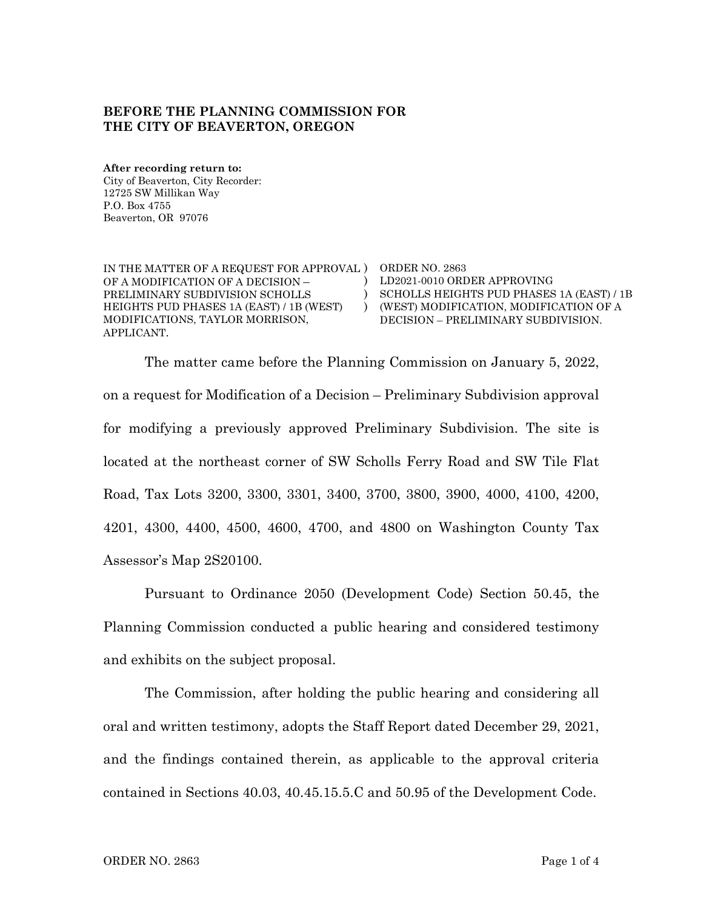**BEFORE THE PLANNING COMMISSION FOR**
**THE CITY OF BEAVERTON, OREGON**

**After recording return to:**
City of Beaverton, City Recorder:
12725 SW Millikan Way
P.O. Box 4755
Beaverton, OR 97076

| | |
|---|---|
| IN THE MATTER OF A REQUEST FOR APPROVAL OF A MODIFICATION OF A DECISION – PRELIMINARY SUBDIVISION SCHOLLS HEIGHTS PUD PHASES 1A (EAST) / 1B (WEST) MODIFICATIONS, TAYLOR MORRISON, APPLICANT. | ORDER NO. 2863<br>LD2021-0010 ORDER APPROVING SCHOLLS HEIGHTS PUD PHASES 1A (EAST) / 1B (WEST) MODIFICATION, MODIFICATION OF A DECISION – PRELIMINARY SUBDIVISION. |

The matter came before the Planning Commission on January 5, 2022, on a request for Modification of a Decision – Preliminary Subdivision approval for modifying a previously approved Preliminary Subdivision. The site is located at the northeast corner of SW Scholls Ferry Road and SW Tile Flat Road, Tax Lots 3200, 3300, 3301, 3400, 3700, 3800, 3900, 4000, 4100, 4200, 4201, 4300, 4400, 4500, 4600, 4700, and 4800 on Washington County Tax Assessor's Map 2S20100.

Pursuant to Ordinance 2050 (Development Code) Section 50.45, the Planning Commission conducted a public hearing and considered testimony and exhibits on the subject proposal.

The Commission, after holding the public hearing and considering all oral and written testimony, adopts the Staff Report dated December 29, 2021, and the findings contained therein, as applicable to the approval criteria contained in Sections 40.03, 40.45.15.5.C and 50.95 of the Development Code.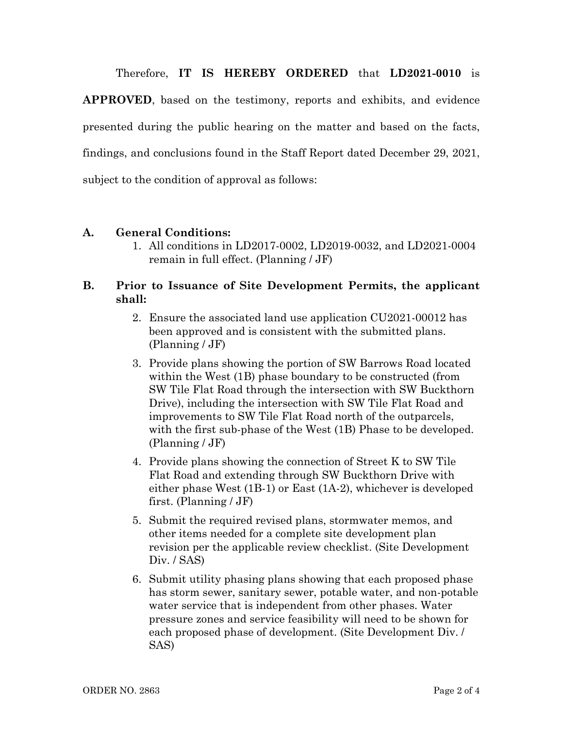Therefore, **IT IS HEREBY ORDERED** that **LD2021-0010** is **APPROVED**, based on the testimony, reports and exhibits, and evidence presented during the public hearing on the matter and based on the facts, findings, and conclusions found in the Staff Report dated December 29, 2021, subject to the condition of approval as follows:

**A. General Conditions:**

1. All conditions in LD2017-0002, LD2019-0032, and LD2021-0004 remain in full effect. (Planning / JF)

**B. Prior to Issuance of Site Development Permits, the applicant shall:**

2. Ensure the associated land use application CU2021-00012 has been approved and is consistent with the submitted plans. (Planning / JF)
3. Provide plans showing the portion of SW Barrows Road located within the West (1B) phase boundary to be constructed (from SW Tile Flat Road through the intersection with SW Buckthorn Drive), including the intersection with SW Tile Flat Road and improvements to SW Tile Flat Road north of the outparcels, with the first sub-phase of the West (1B) Phase to be developed. (Planning / JF)
4. Provide plans showing the connection of Street K to SW Tile Flat Road and extending through SW Buckthorn Drive with either phase West (1B-1) or East (1A-2), whichever is developed first. (Planning / JF)
5. Submit the required revised plans, stormwater memos, and other items needed for a complete site development plan revision per the applicable review checklist. (Site Development Div. / SAS)
6. Submit utility phasing plans showing that each proposed phase has storm sewer, sanitary sewer, potable water, and non-potable water service that is independent from other phases. Water pressure zones and service feasibility will need to be shown for each proposed phase of development. (Site Development Div. / SAS)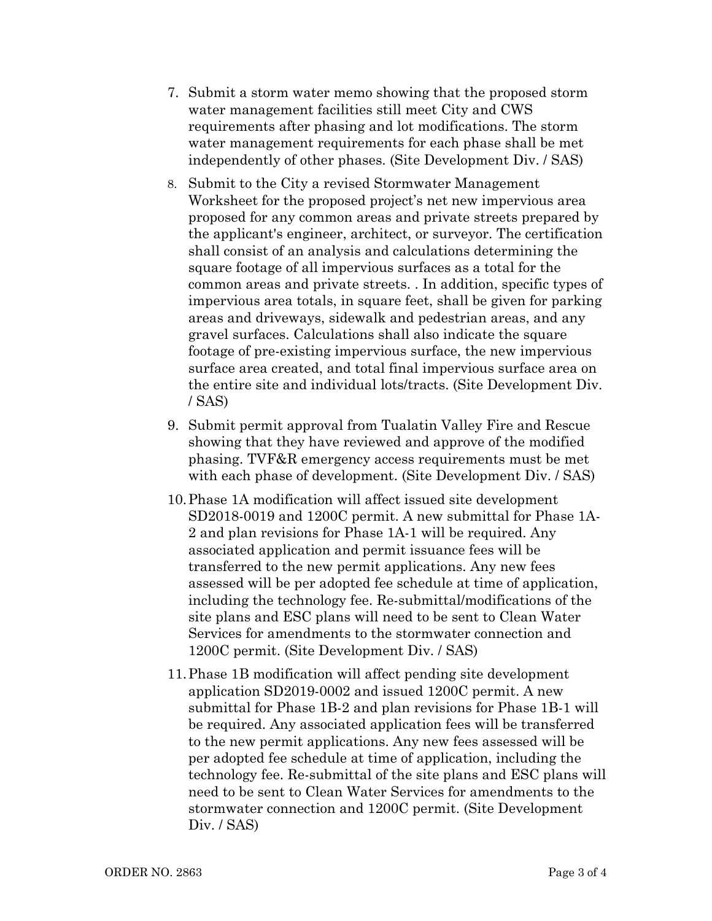7. Submit a storm water memo showing that the proposed storm water management facilities still meet City and CWS requirements after phasing and lot modifications. The storm water management requirements for each phase shall be met independently of other phases. (Site Development Div. / SAS)

8. Submit to the City a revised Stormwater Management Worksheet for the proposed project's net new impervious area proposed for any common areas and private streets prepared by the applicant's engineer, architect, or surveyor. The certification shall consist of an analysis and calculations determining the square footage of all impervious surfaces as a total for the common areas and private streets. . In addition, specific types of impervious area totals, in square feet, shall be given for parking areas and driveways, sidewalk and pedestrian areas, and any gravel surfaces. Calculations shall also indicate the square footage of pre-existing impervious surface, the new impervious surface area created, and total final impervious surface area on the entire site and individual lots/tracts. (Site Development Div. / SAS)

9. Submit permit approval from Tualatin Valley Fire and Rescue showing that they have reviewed and approve of the modified phasing. TVF&R emergency access requirements must be met with each phase of development. (Site Development Div. / SAS)

10. Phase 1A modification will affect issued site development SD2018-0019 and 1200C permit. A new submittal for Phase 1A-2 and plan revisions for Phase 1A-1 will be required. Any associated application and permit issuance fees will be transferred to the new permit applications. Any new fees assessed will be per adopted fee schedule at time of application, including the technology fee. Re-submittal/modifications of the site plans and ESC plans will need to be sent to Clean Water Services for amendments to the stormwater connection and 1200C permit. (Site Development Div. / SAS)

11. Phase 1B modification will affect pending site development application SD2019-0002 and issued 1200C permit. A new submittal for Phase 1B-2 and plan revisions for Phase 1B-1 will be required. Any associated application fees will be transferred to the new permit applications. Any new fees assessed will be per adopted fee schedule at time of application, including the technology fee. Re-submittal of the site plans and ESC plans will need to be sent to Clean Water Services for amendments to the stormwater connection and 1200C permit. (Site Development Div. / SAS)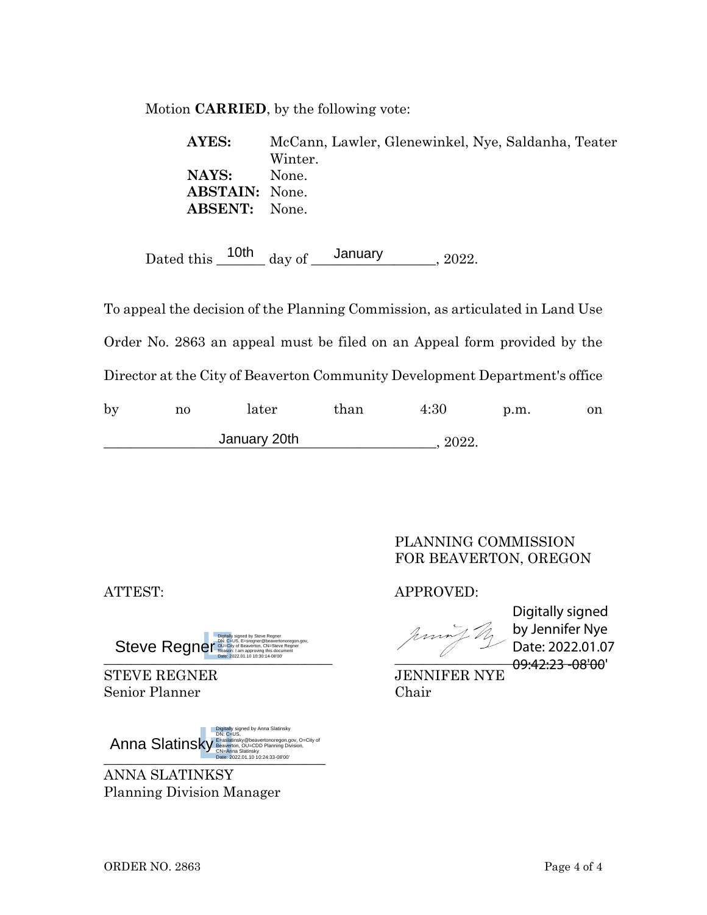Motion **CARRIED**, by the following vote:

**AYES:** McCann, Lawler, Glenewinkel, Nye, Saldanha, Teater Winter.
**NAYS:** None.
**ABSTAIN:** None.
**ABSENT:** None.

Dated this 10th day of January, 2022.

To appeal the decision of the Planning Commission, as articulated in Land Use Order No. 2863 an appeal must be filed on an Appeal form provided by the Director at the City of Beaverton Community Development Department's office by no later than 4:30 p.m. on January 20th, 2022.

PLANNING COMMISSION
FOR BEAVERTON, OREGON

ATTEST:

Steve Regner
Digitally signed by Steve Regner
DN: C=US, E=sregner@beavertonoregon.gov, OU=City of Beaverton, CN=Steve Regner
Reason: I am approving this document
Date: 2022.01.10 10:30:14-08'00'

STEVE REGNER
Senior Planner

Anna Slatinsky
Digitally signed by Anna Slatinsky
DN: C=US, E=aslatinsky@beavertonoregon.gov, O=City of Beaverton, OU=CDD Planning Division, CN=Anna Slatinsky
Date: 2022.01.10 10:24:33-08'00'

ANNA SLATINKSY
Planning Division Manager

APPROVED:

Digitally signed by Jennifer Nye
Date: 2022.01.07 09:42:23 -08'00'

JENNIFER NYE
Chair

ORDER NO. 2863